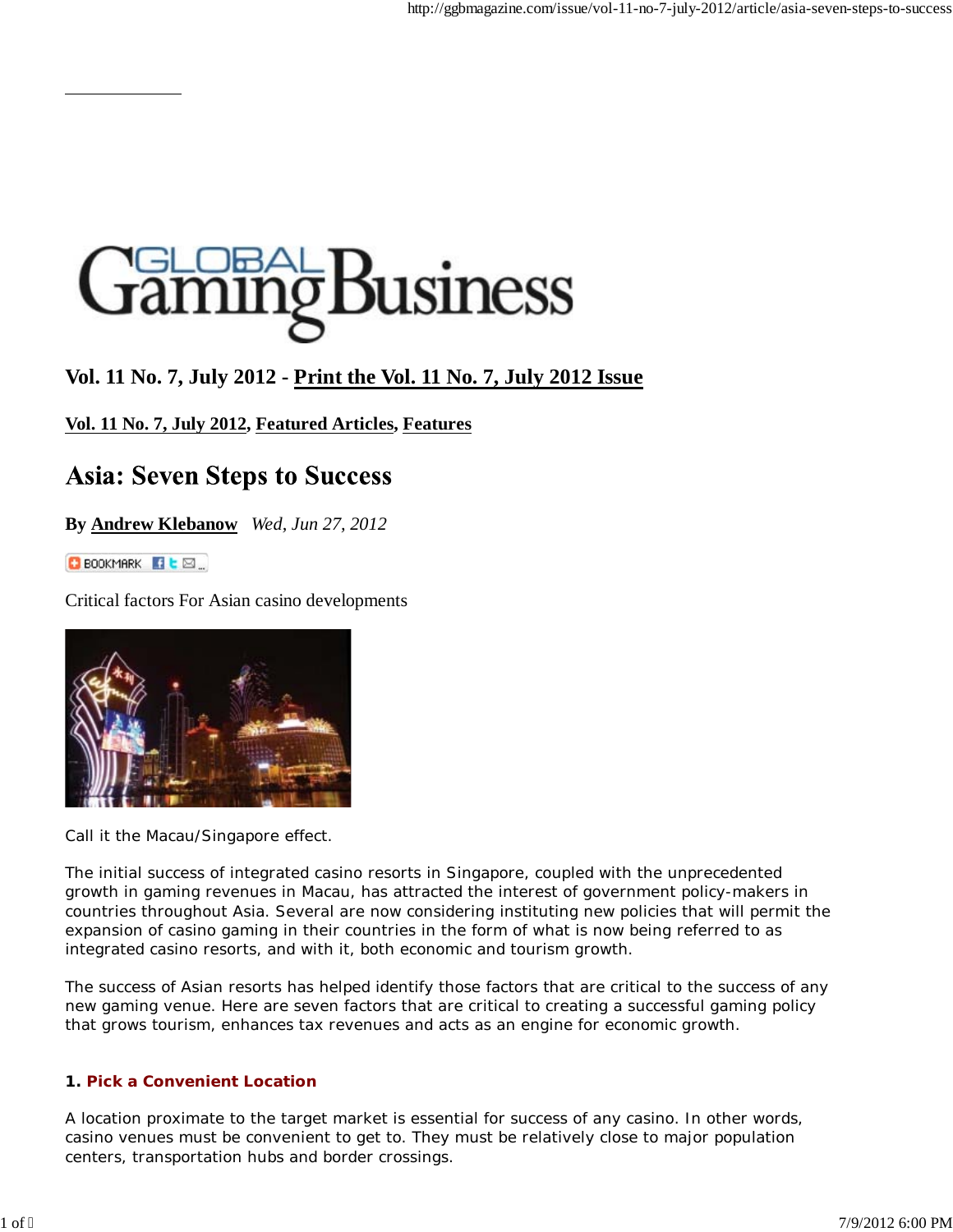# Global Gaming Business

**Vol. 11 No. 7, July 2012 - Print the Vol. 11 No. 7, July 2012 Issue**

**Vol. 11 No. 7, July 2012, Featured Articles, Features**

## Asia: Seven Steps to Success

**By Andrew Klebanow** *Wed, Jun 27, 2012*

Critical factors For Asian casino developments

Call it the Macau/Singapore effect.

The initial success of integrated casino resorts in Singapore, coupled with the unprecedented growth in gaming revenues in Macau, has attracted the interest of government policy-makers in countries throughout Asia. Several are now considering instituting new policies that will permit the expansion of casino gaming in their countries in the form of what is now being referred to as integrated casino resorts, and with it, both economic and tourism growth.

The success of Asian resorts has helped identify those factors that are critical to the success of any new gaming venue. Here are seven factors that are critical to creating a successful gaming policy that grows tourism, enhances tax revenues and acts as an engine for economic growth.

### 1. Pick a Convenient Location

A location proximate to the target market is essential for success of any casino. In other words, casino venues must be convenient to get to. They must be relatively close to major population centers, transportation hubs and border crossings.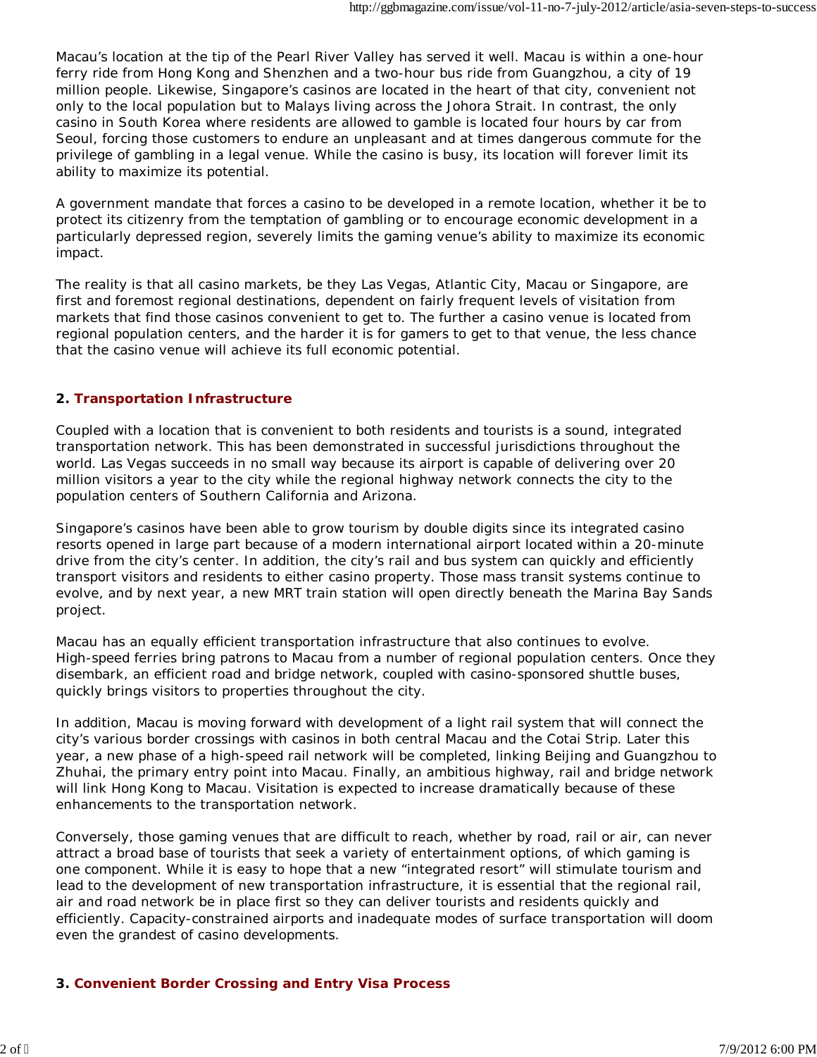Macau's location at the tip of the Pearl River Valley has served it well. Macau is within a one-hour ferry ride from Hong Kong and Shenzhen and a two-hour bus ride from Guangzhou, a city of 19 million people. Likewise, Singapore's casinos are located in the heart of that city, convenient not only to the local population but to Malays living across the Johora Strait. In contrast, the only casino in South Korea where residents are allowed to gamble is located four hours by car from Seoul, forcing those customers to endure an unpleasant and at times dangerous commute for the privilege of gambling in a legal venue. While the casino is busy, its location will forever limit its ability to maximize its potential.

A government mandate that forces a casino to be developed in a remote location, whether it be to protect its citizenry from the temptation of gambling or to encourage economic development in a particularly depressed region, severely limits the gaming venue's ability to maximize its economic impact.

The reality is that all casino markets, be they Las Vegas, Atlantic City, Macau or Singapore, are first and foremost regional destinations, dependent on fairly frequent levels of visitation from markets that find those casinos convenient to get to. The further a casino venue is located from regional population centers, and the harder it is for gamers to get to that venue, the less chance that the casino venue will achieve its full economic potential.

## 2. Transportation Infrastructure

Coupled with a location that is convenient to both residents and tourists is a sound, integrated transportation network. This has been demonstrated in successful jurisdictions throughout the world. Las Vegas succeeds in no small way because its airport is capable of delivering over 20 million visitors a year to the city while the regional highway network connects the city to the population centers of Southern California and Arizona.

Singapore's casinos have been able to grow tourism by double digits since its integrated casino resorts opened in large part because of a modern international airport located within a 20-minute drive from the city's center. In addition, the city's rail and bus system can quickly and efficiently transport visitors and residents to either casino property. Those mass transit systems continue to evolve, and by next year, a new MRT train station will open directly beneath the Marina Bay Sands project.

Macau has an equally efficient transportation infrastructure that also continues to evolve. High-speed ferries bring patrons to Macau from a number of regional population centers. Once they disembark, an efficient road and bridge network, coupled with casino-sponsored shuttle buses, quickly brings visitors to properties throughout the city.

In addition, Macau is moving forward with development of a light rail system that will connect the city's various border crossings with casinos in both central Macau and the Cotai Strip. Later this year, a new phase of a high-speed rail network will be completed, linking Beijing and Guangzhou to Zhuhai, the primary entry point into Macau. Finally, an ambitious highway, rail and bridge network will link Hong Kong to Macau. Visitation is expected to increase dramatically because of these enhancements to the transportation network.

Conversely, those gaming venues that are difficult to reach, whether by road, rail or air, can never attract a broad base of tourists that seek a variety of entertainment options, of which gaming is one component. While it is easy to hope that a new "integrated resort" will stimulate tourism and lead to the development of new transportation infrastructure, it is essential that the regional rail, air and road network be in place first so they can deliver tourists and residents quickly and efficiently. Capacity-constrained airports and inadequate modes of surface transportation will doom even the grandest of casino developments.

## 3. Convenient Border Crossing and Entry Visa Process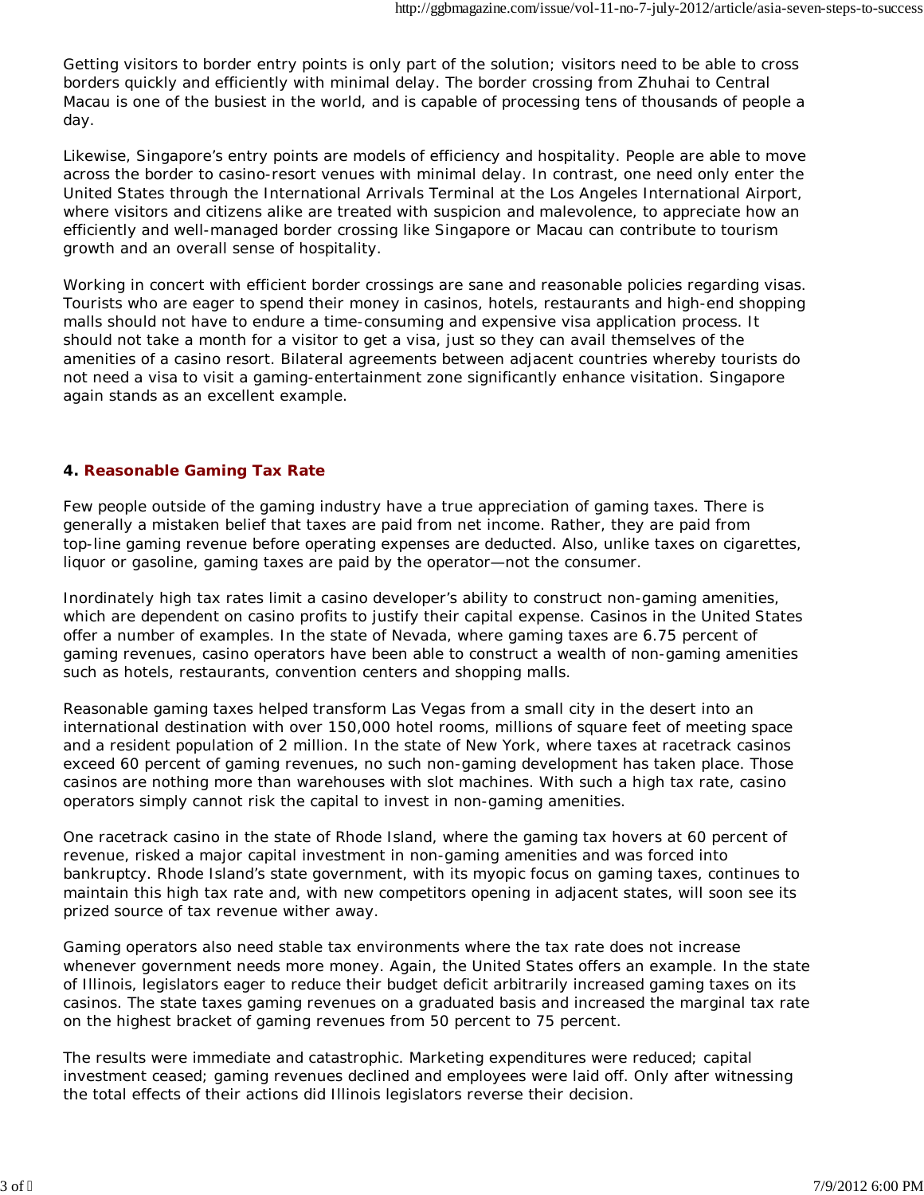Getting visitors to border entry points is only part of the solution; visitors need to be able to cross borders quickly and efficiently with minimal delay. The border crossing from Zhuhai to Central Macau is one of the busiest in the world, and is capable of processing tens of thousands of people a day.

Likewise, Singapore's entry points are models of efficiency and hospitality. People are able to move across the border to casino-resort venues with minimal delay. In contrast, one need only enter the United States through the International Arrivals Terminal at the Los Angeles International Airport, where visitors and citizens alike are treated with suspicion and malevolence, to appreciate how an efficiently and well-managed border crossing like Singapore or Macau can contribute to tourism growth and an overall sense of hospitality.

Working in concert with efficient border crossings are sane and reasonable policies regarding visas. Tourists who are eager to spend their money in casinos, hotels, restaurants and high-end shopping malls should not have to endure a time-consuming and expensive visa application process. It should not take a month for a visitor to get a visa, just so they can avail themselves of the amenities of a casino resort. Bilateral agreements between adjacent countries whereby tourists do not need a visa to visit a gaming-entertainment zone significantly enhance visitation. Singapore again stands as an excellent example.

### 4. Reasonable Gaming Tax Rate

Few people outside of the gaming industry have a true appreciation of gaming taxes. There is generally a mistaken belief that taxes are paid from net income. Rather, they are paid from top-line gaming revenue before operating expenses are deducted. Also, unlike taxes on cigarettes, liquor or gasoline, gaming taxes are paid by the operator—not the consumer.

Inordinately high tax rates limit a casino developer's ability to construct non-gaming amenities, which are dependent on casino profits to justify their capital expense. Casinos in the United States offer a number of examples. In the state of Nevada, where gaming taxes are 6.75 percent of gaming revenues, casino operators have been able to construct a wealth of non-gaming amenities such as hotels, restaurants, convention centers and shopping malls.

Reasonable gaming taxes helped transform Las Vegas from a small city in the desert into an international destination with over 150,000 hotel rooms, millions of square feet of meeting space and a resident population of 2 million. In the state of New York, where taxes at racetrack casinos exceed 60 percent of gaming revenues, no such non-gaming development has taken place. Those casinos are nothing more than warehouses with slot machines. With such a high tax rate, casino operators simply cannot risk the capital to invest in non-gaming amenities.

One racetrack casino in the state of Rhode Island, where the gaming tax hovers at 60 percent of revenue, risked a major capital investment in non-gaming amenities and was forced into bankruptcy. Rhode Island's state government, with its myopic focus on gaming taxes, continues to maintain this high tax rate and, with new competitors opening in adjacent states, will soon see its prized source of tax revenue wither away.

Gaming operators also need stable tax environments where the tax rate does not increase whenever government needs more money. Again, the United States offers an example. In the state of Illinois, legislators eager to reduce their budget deficit arbitrarily increased gaming taxes on its casinos. The state taxes gaming revenues on a graduated basis and increased the marginal tax rate on the highest bracket of gaming revenues from 50 percent to 75 percent.

The results were immediate and catastrophic. Marketing expenditures were reduced; capital investment ceased; gaming revenues declined and employees were laid off. Only after witnessing the total effects of their actions did Illinois legislators reverse their decision.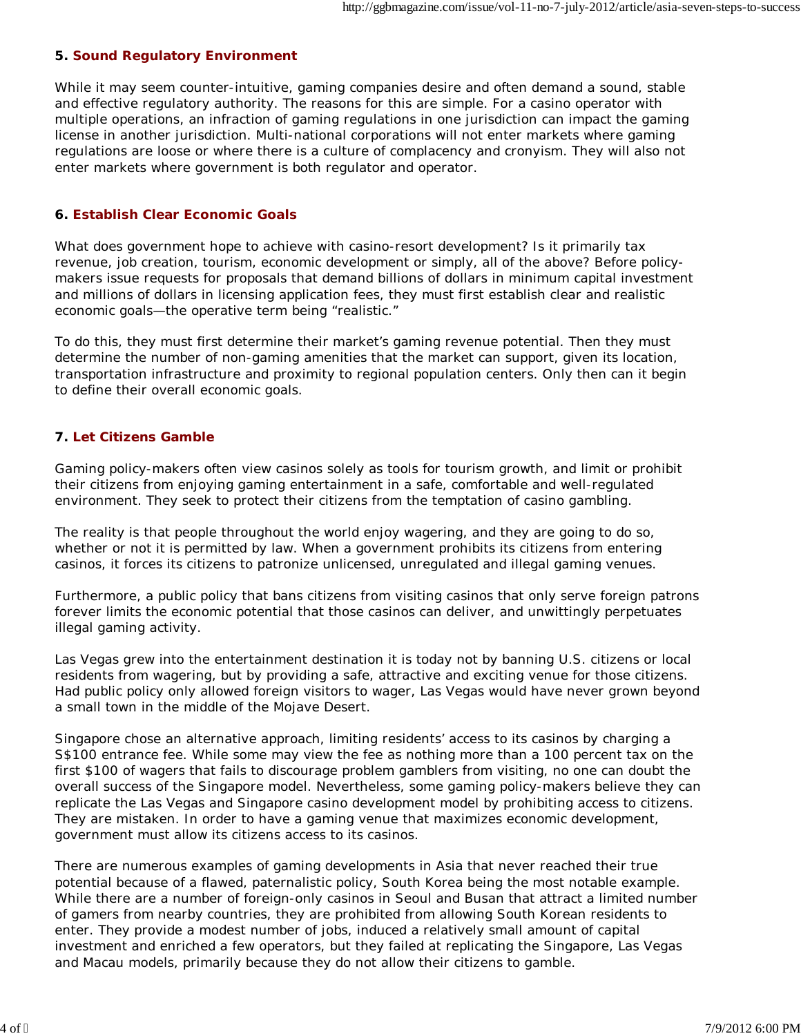### 5. **Sound Regulatory Environment**

While it may seem counter-intuitive, gaming companies desire and often demand a sound, stable and effective regulatory authority. The reasons for this are simple. For a casino operator with multiple operations, an infraction of gaming regulations in one jurisdiction can impact the gaming license in another jurisdiction. Multi-national corporations will not enter markets where gaming regulations are loose or where there is a culture of complacency and cronyism. They will also not enter markets where government is both regulator and operator.

### 6. **Establish Clear Economic Goals**

What does government hope to achieve with casino-resort development? Is it primarily tax revenue, job creation, tourism, economic development or simply, all of the above? Before policy-makers issue requests for proposals that demand billions of dollars in minimum capital investment and millions of dollars in licensing application fees, they must first establish clear and realistic economic goals—the operative term being "realistic."

To do this, they must first determine their market's gaming revenue potential. Then they must determine the number of non-gaming amenities that the market can support, given its location, transportation infrastructure and proximity to regional population centers. Only then can it begin to define their overall economic goals.

### 7. **Let Citizens Gamble**

Gaming policy-makers often view casinos solely as tools for tourism growth, and limit or prohibit their citizens from enjoying gaming entertainment in a safe, comfortable and well-regulated environment. They seek to protect their citizens from the temptation of casino gambling.

The reality is that people throughout the world enjoy wagering, and they are going to do so, whether or not it is permitted by law. When a government prohibits its citizens from entering casinos, it forces its citizens to patronize unlicensed, unregulated and illegal gaming venues.

Furthermore, a public policy that bans citizens from visiting casinos that only serve foreign patrons forever limits the economic potential that those casinos can deliver, and unwittingly perpetuates illegal gaming activity.

Las Vegas grew into the entertainment destination it is today not by banning U.S. citizens or local residents from wagering, but by providing a safe, attractive and exciting venue for those citizens. Had public policy only allowed foreign visitors to wager, Las Vegas would have never grown beyond a small town in the middle of the Mojave Desert.

Singapore chose an alternative approach, limiting residents' access to its casinos by charging a S$100 entrance fee. While some may view the fee as nothing more than a 100 percent tax on the first $100 of wagers that fails to discourage problem gamblers from visiting, no one can doubt the overall success of the Singapore model. Nevertheless, some gaming policy-makers believe they can replicate the Las Vegas and Singapore casino development model by prohibiting access to citizens. They are mistaken. In order to have a gaming venue that maximizes economic development, government must allow its citizens access to its casinos.

There are numerous examples of gaming developments in Asia that never reached their true potential because of a flawed, paternalistic policy, South Korea being the most notable example. While there are a number of foreign-only casinos in Seoul and Busan that attract a limited number of gamers from nearby countries, they are prohibited from allowing South Korean residents to enter. They provide a modest number of jobs, induced a relatively small amount of capital investment and enriched a few operators, but they failed at replicating the Singapore, Las Vegas and Macau models, primarily because they do not allow their citizens to gamble.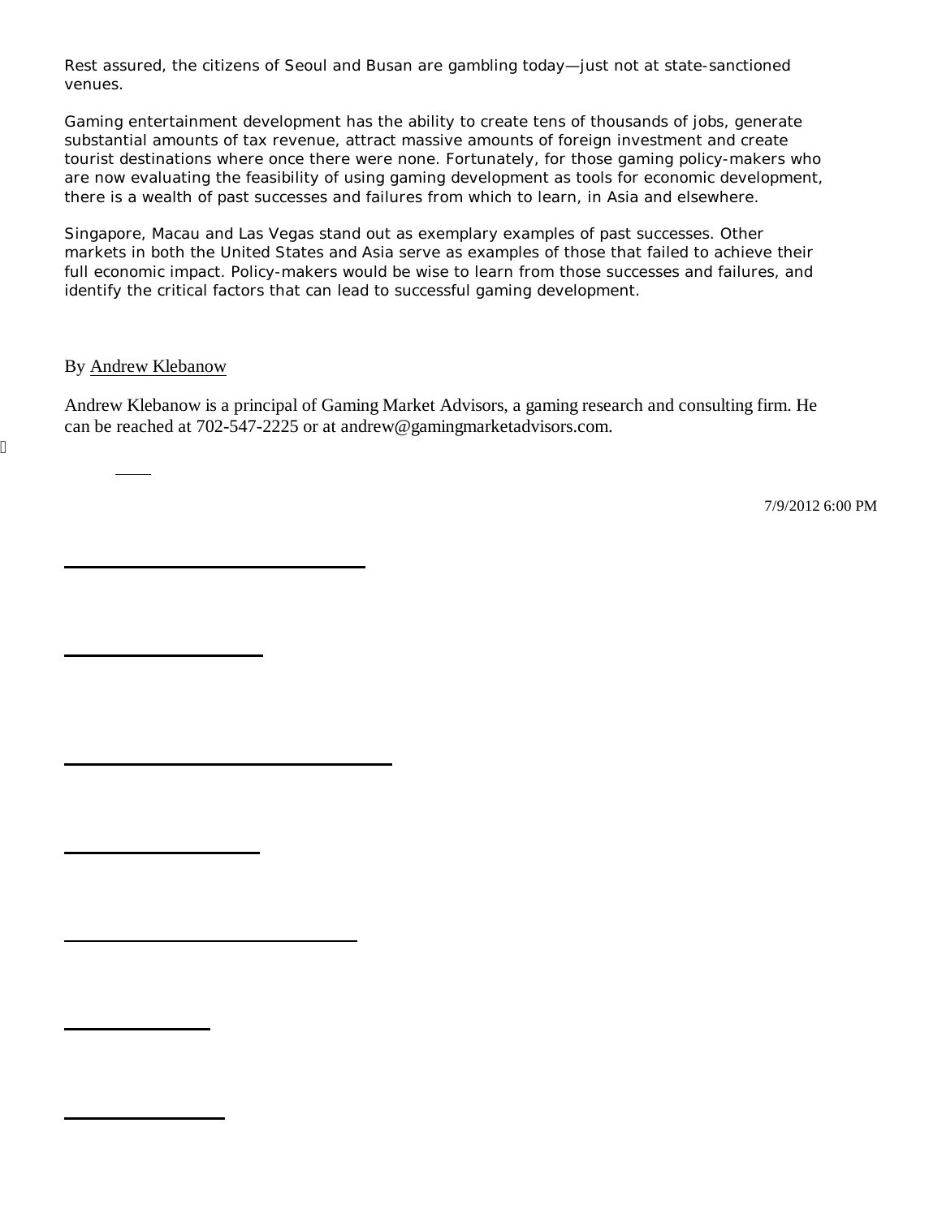Rest assured, the citizens of Seoul and Busan are gambling today—just not at state-sanctioned venues.

Gaming entertainment development has the ability to create tens of thousands of jobs, generate substantial amounts of tax revenue, attract massive amounts of foreign investment and create tourist destinations where once there were none. Fortunately, for those gaming policy-makers who are now evaluating the feasibility of using gaming development as tools for economic development, there is a wealth of past successes and failures from which to learn, in Asia and elsewhere.

Singapore, Macau and Las Vegas stand out as exemplary examples of past successes. Other markets in both the United States and Asia serve as examples of those that failed to achieve their full economic impact. Policy-makers would be wise to learn from those successes and failures, and identify the critical factors that can lead to successful gaming development.

By Andrew Klebanow

Andrew Klebanow is a principal of Gaming Market Advisors, a gaming research and consulting firm. He can be reached at 702-547-2225 or at andrew@gamingmarketadvisors.com.

7/9/2012 6:00 PM